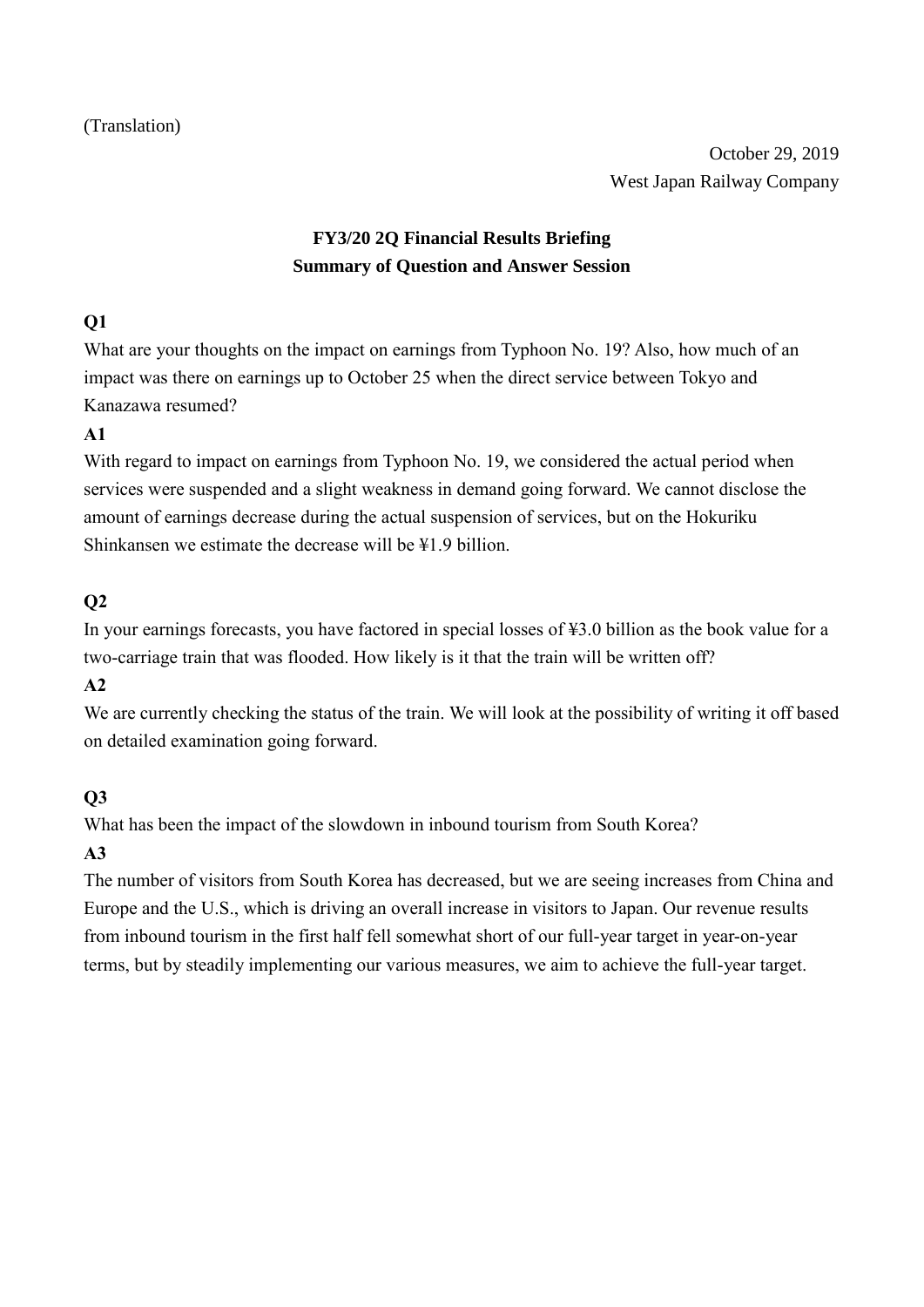(Translation)

October 29, 2019

West Japan Railway Company

**FY3/20 2Q Financial Results Briefing**
**Summary of Question and Answer Session**

**Q1**

What are your thoughts on the impact on earnings from Typhoon No. 19? Also, how much of an impact was there on earnings up to October 25 when the direct service between Tokyo and Kanazawa resumed?

**A1**

With regard to impact on earnings from Typhoon No. 19, we considered the actual period when services were suspended and a slight weakness in demand going forward. We cannot disclose the amount of earnings decrease during the actual suspension of services, but on the Hokuriku Shinkansen we estimate the decrease will be ¥1.9 billion.

**Q2**

In your earnings forecasts, you have factored in special losses of ¥3.0 billion as the book value for a two-carriage train that was flooded. How likely is it that the train will be written off?

**A2**

We are currently checking the status of the train. We will look at the possibility of writing it off based on detailed examination going forward.

**Q3**

What has been the impact of the slowdown in inbound tourism from South Korea?

**A3**

The number of visitors from South Korea has decreased, but we are seeing increases from China and Europe and the U.S., which is driving an overall increase in visitors to Japan. Our revenue results from inbound tourism in the first half fell somewhat short of our full-year target in year-on-year terms, but by steadily implementing our various measures, we aim to achieve the full-year target.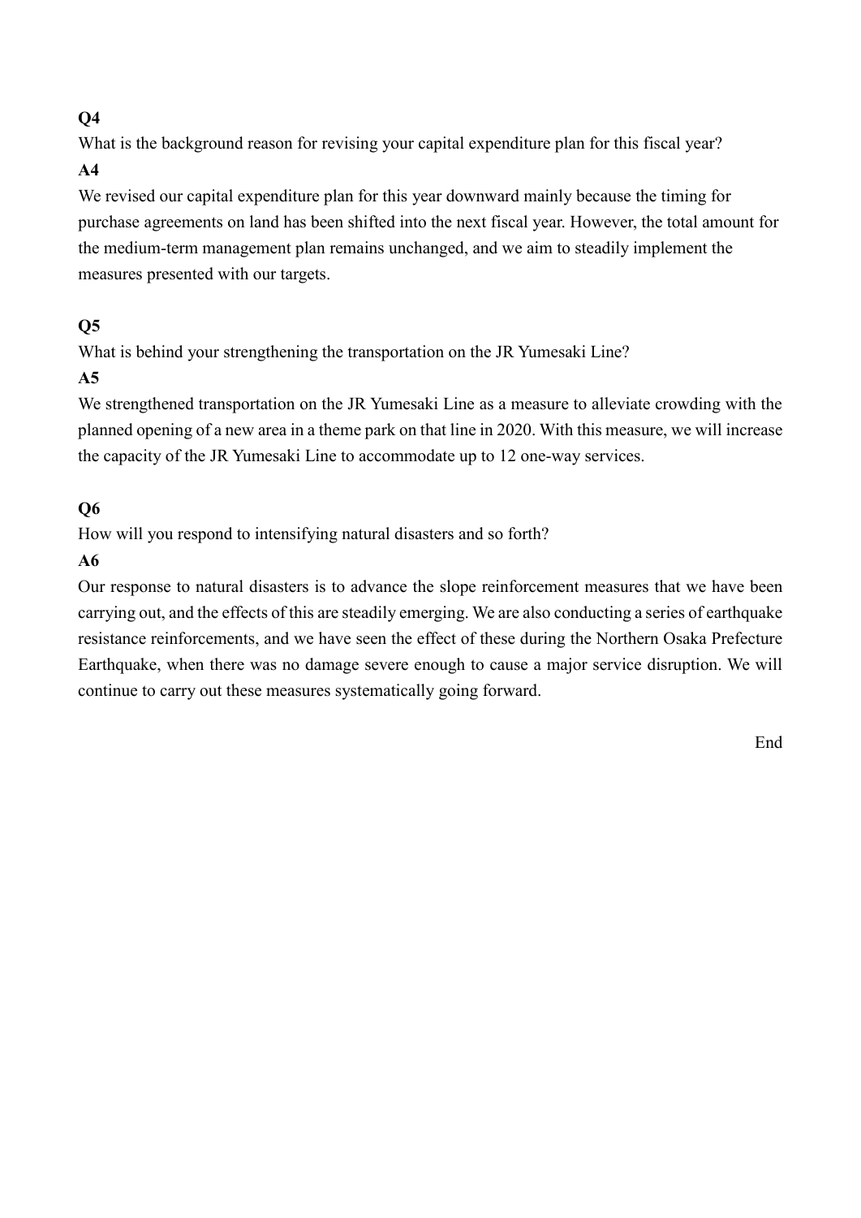**Q4**

What is the background reason for revising your capital expenditure plan for this fiscal year?

**A4**

We revised our capital expenditure plan for this year downward mainly because the timing for purchase agreements on land has been shifted into the next fiscal year. However, the total amount for the medium-term management plan remains unchanged, and we aim to steadily implement the measures presented with our targets.

**Q5**

What is behind your strengthening the transportation on the JR Yumesaki Line?

**A5**

We strengthened transportation on the JR Yumesaki Line as a measure to alleviate crowding with the planned opening of a new area in a theme park on that line in 2020. With this measure, we will increase the capacity of the JR Yumesaki Line to accommodate up to 12 one-way services.

**Q6**

How will you respond to intensifying natural disasters and so forth?

**A6**

Our response to natural disasters is to advance the slope reinforcement measures that we have been carrying out, and the effects of this are steadily emerging. We are also conducting a series of earthquake resistance reinforcements, and we have seen the effect of these during the Northern Osaka Prefecture Earthquake, when there was no damage severe enough to cause a major service disruption. We will continue to carry out these measures systematically going forward.

End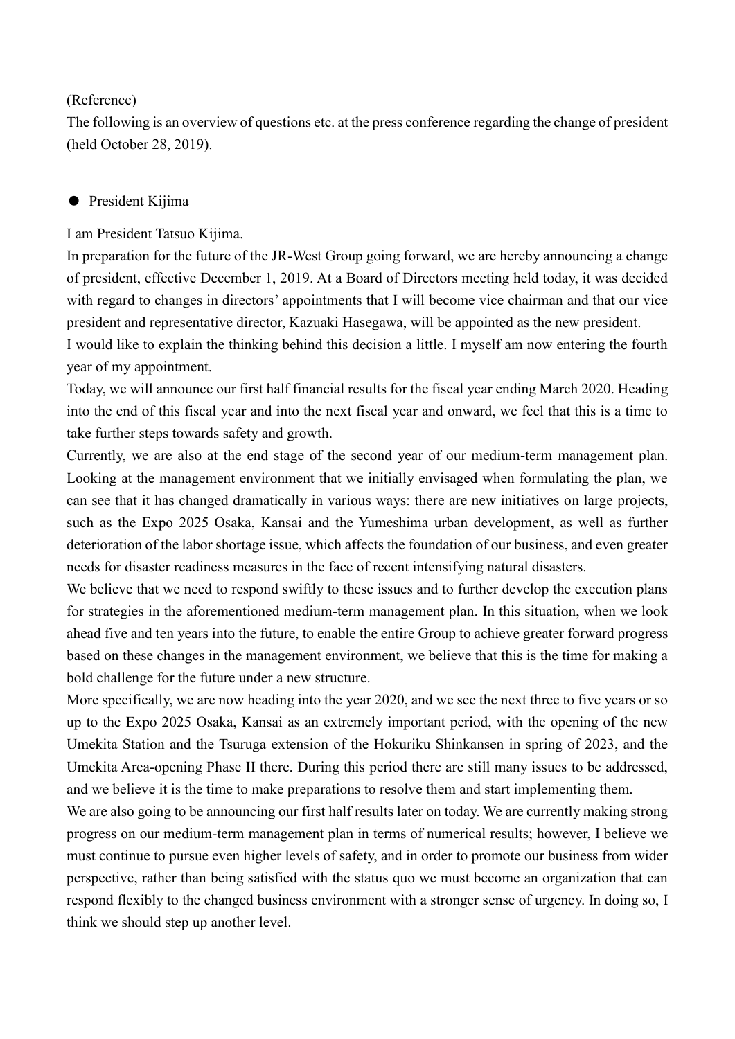(Reference)

The following is an overview of questions etc. at the press conference regarding the change of president (held October 28, 2019).

● President Kijima

I am President Tatsuo Kijima.

In preparation for the future of the JR-West Group going forward, we are hereby announcing a change of president, effective December 1, 2019. At a Board of Directors meeting held today, it was decided with regard to changes in directors' appointments that I will become vice chairman and that our vice president and representative director, Kazuaki Hasegawa, will be appointed as the new president.

I would like to explain the thinking behind this decision a little. I myself am now entering the fourth year of my appointment.

Today, we will announce our first half financial results for the fiscal year ending March 2020. Heading into the end of this fiscal year and into the next fiscal year and onward, we feel that this is a time to take further steps towards safety and growth.

Currently, we are also at the end stage of the second year of our medium-term management plan. Looking at the management environment that we initially envisaged when formulating the plan, we can see that it has changed dramatically in various ways: there are new initiatives on large projects, such as the Expo 2025 Osaka, Kansai and the Yumeshima urban development, as well as further deterioration of the labor shortage issue, which affects the foundation of our business, and even greater needs for disaster readiness measures in the face of recent intensifying natural disasters.

We believe that we need to respond swiftly to these issues and to further develop the execution plans for strategies in the aforementioned medium-term management plan. In this situation, when we look ahead five and ten years into the future, to enable the entire Group to achieve greater forward progress based on these changes in the management environment, we believe that this is the time for making a bold challenge for the future under a new structure.

More specifically, we are now heading into the year 2020, and we see the next three to five years or so up to the Expo 2025 Osaka, Kansai as an extremely important period, with the opening of the new Umekita Station and the Tsuruga extension of the Hokuriku Shinkansen in spring of 2023, and the Umekita Area-opening Phase II there. During this period there are still many issues to be addressed, and we believe it is the time to make preparations to resolve them and start implementing them.

We are also going to be announcing our first half results later on today. We are currently making strong progress on our medium-term management plan in terms of numerical results; however, I believe we must continue to pursue even higher levels of safety, and in order to promote our business from wider perspective, rather than being satisfied with the status quo we must become an organization that can respond flexibly to the changed business environment with a stronger sense of urgency. In doing so, I think we should step up another level.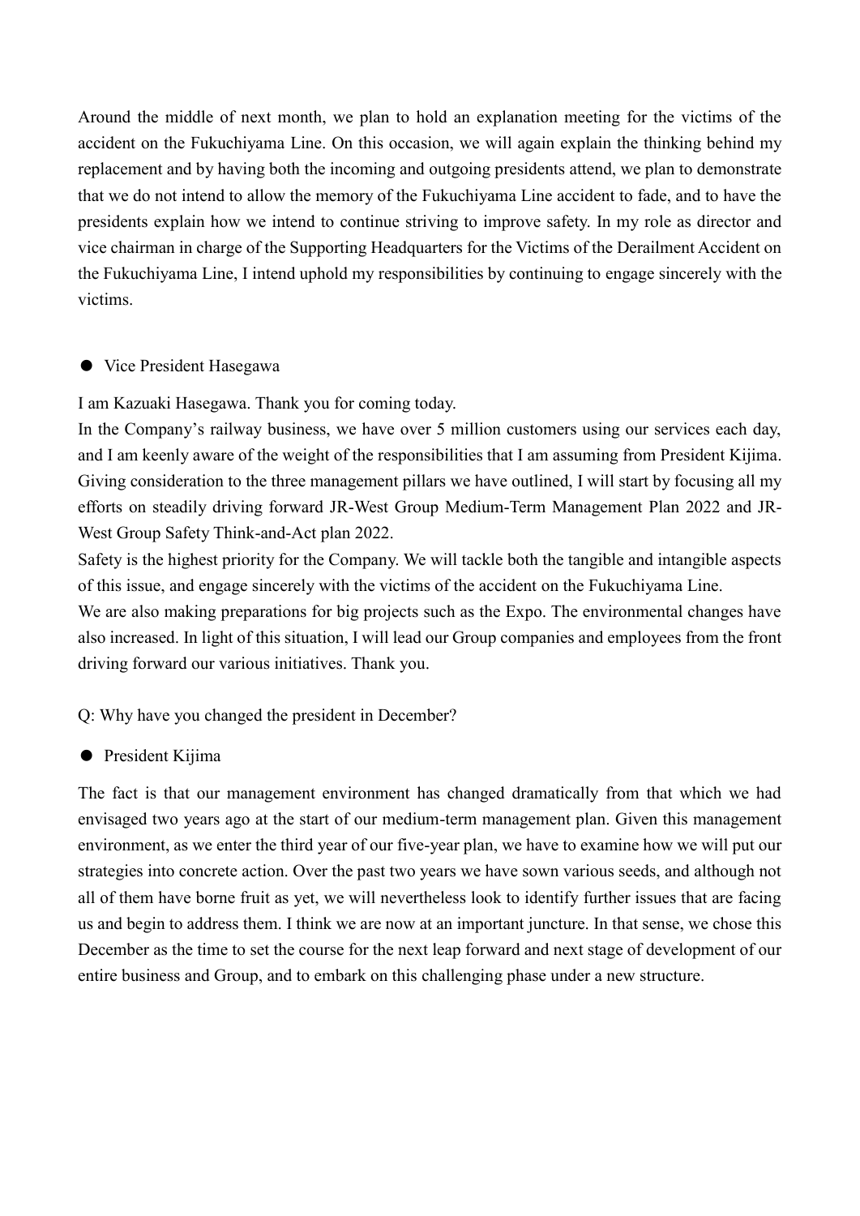Around the middle of next month, we plan to hold an explanation meeting for the victims of the accident on the Fukuchiyama Line. On this occasion, we will again explain the thinking behind my replacement and by having both the incoming and outgoing presidents attend, we plan to demonstrate that we do not intend to allow the memory of the Fukuchiyama Line accident to fade, and to have the presidents explain how we intend to continue striving to improve safety. In my role as director and vice chairman in charge of the Supporting Headquarters for the Victims of the Derailment Accident on the Fukuchiyama Line, I intend uphold my responsibilities by continuing to engage sincerely with the victims.

● Vice President Hasegawa

I am Kazuaki Hasegawa. Thank you for coming today.

In the Company's railway business, we have over 5 million customers using our services each day, and I am keenly aware of the weight of the responsibilities that I am assuming from President Kijima. Giving consideration to the three management pillars we have outlined, I will start by focusing all my efforts on steadily driving forward JR-West Group Medium-Term Management Plan 2022 and JR-West Group Safety Think-and-Act plan 2022.

Safety is the highest priority for the Company. We will tackle both the tangible and intangible aspects of this issue, and engage sincerely with the victims of the accident on the Fukuchiyama Line.

We are also making preparations for big projects such as the Expo. The environmental changes have also increased. In light of this situation, I will lead our Group companies and employees from the front driving forward our various initiatives. Thank you.

Q: Why have you changed the president in December?

● President Kijima

The fact is that our management environment has changed dramatically from that which we had envisaged two years ago at the start of our medium-term management plan. Given this management environment, as we enter the third year of our five-year plan, we have to examine how we will put our strategies into concrete action. Over the past two years we have sown various seeds, and although not all of them have borne fruit as yet, we will nevertheless look to identify further issues that are facing us and begin to address them. I think we are now at an important juncture. In that sense, we chose this December as the time to set the course for the next leap forward and next stage of development of our entire business and Group, and to embark on this challenging phase under a new structure.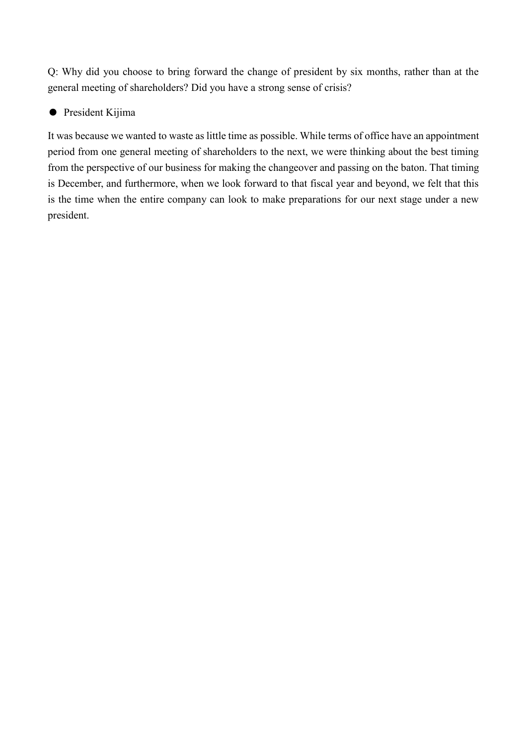Q: Why did you choose to bring forward the change of president by six months, rather than at the general meeting of shareholders? Did you have a strong sense of crisis?

- President Kijima

It was because we wanted to waste as little time as possible. While terms of office have an appointment period from one general meeting of shareholders to the next, we were thinking about the best timing from the perspective of our business for making the changeover and passing on the baton. That timing is December, and furthermore, when we look forward to that fiscal year and beyond, we felt that this is the time when the entire company can look to make preparations for our next stage under a new president.